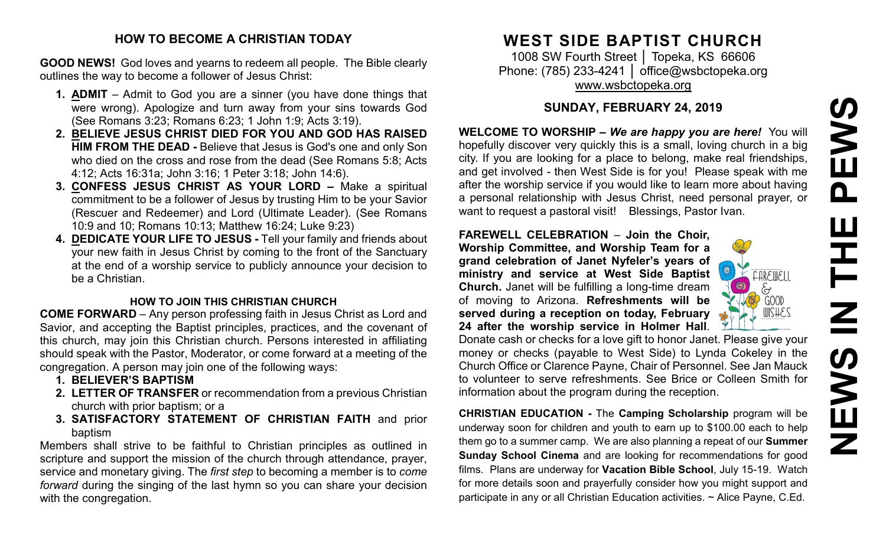## HOW TO BECOME A CHRISTIAN TODAY

**GOOD NEWS!** God loves and yearns to redeem all people. The Bible clearly outlines the way to become a follower of Jesus Christ:

1. **ADMIT** – Admit to God you are a sinner (you have done things that were wrong). Apologize and turn away from your sins towards God (See Romans 3:23; Romans 6:23; 1 John 1:9; Acts 3:19).
2. **BELIEVE JESUS CHRIST DIED FOR YOU AND GOD HAS RAISED HIM FROM THE DEAD -** Believe that Jesus is God's one and only Son who died on the cross and rose from the dead (See Romans 5:8; Acts 4:12; Acts 16:31a; John 3:16; 1 Peter 3:18; John 14:6).
3. **CONFESS JESUS CHRIST AS YOUR LORD –** Make a spiritual commitment to be a follower of Jesus by trusting Him to be your Savior (Rescuer and Redeemer) and Lord (Ultimate Leader). (See Romans 10:9 and 10; Romans 10:13; Matthew 16:24; Luke 9:23)
4. **DEDICATE YOUR LIFE TO JESUS -** Tell your family and friends about your new faith in Jesus Christ by coming to the front of the Sanctuary at the end of a worship service to publicly announce your decision to be a Christian.

### HOW TO JOIN THIS CHRISTIAN CHURCH

**COME FORWARD** – Any person professing faith in Jesus Christ as Lord and Savior, and accepting the Baptist principles, practices, and the covenant of this church, may join this Christian church. Persons interested in affiliating should speak with the Pastor, Moderator, or come forward at a meeting of the congregation. A person may join one of the following ways:

1. **BELIEVER'S BAPTISM**
2. **LETTER OF TRANSFER** or recommendation from a previous Christian church with prior baptism; or a
3. **SATISFACTORY STATEMENT OF CHRISTIAN FAITH** and prior baptism

Members shall strive to be faithful to Christian principles as outlined in scripture and support the mission of the church through attendance, prayer, service and monetary giving. The *first step* to becoming a member is to *come forward* during the singing of the last hymn so you can share your decision with the congregation.

# WEST SIDE BAPTIST CHURCH

1008 SW Fourth Street │ Topeka, KS 66606
Phone: (785) 233-4241 │ office@wsbctopeka.org
www.wsbctopeka.org

## SUNDAY, FEBRUARY 24, 2019

**WELCOME TO WORSHIP –** ***We are happy you are here!*** You will hopefully discover very quickly this is a small, loving church in a big city. If you are looking for a place to belong, make real friendships, and get involved - then West Side is for you! Please speak with me after the worship service if you would like to learn more about having a personal relationship with Jesus Christ, need personal prayer, or want to request a pastoral visit! Blessings, Pastor Ivan.

**FAREWELL CELEBRATION** – **Join the Choir, Worship Committee, and Worship Team for a grand celebration of Janet Nyfeler's years of ministry and service at West Side Baptist Church.** Janet will be fulfilling a long-time dream of moving to Arizona. **Refreshments will be served during a reception on today, February 24 after the worship service in Holmer Hall**. Donate cash or checks for a love gift to honor Janet. Please give your money or checks (payable to West Side) to Lynda Cokeley in the Church Office or Clarence Payne, Chair of Personnel. See Jan Mauck to volunteer to serve refreshments. See Brice or Colleen Smith for information about the program during the reception.

**CHRISTIAN EDUCATION -** The **Camping Scholarship** program will be underway soon for children and youth to earn up to $100.00 each to help them go to a summer camp. We are also planning a repeat of our **Summer Sunday School Cinema** and are looking for recommendations for good films. Plans are underway for **Vacation Bible School**, July 15-19. Watch for more details soon and prayerfully consider how you might support and participate in any or all Christian Education activities. ~ Alice Payne, C.Ed.

# NEWS IN THE PEWS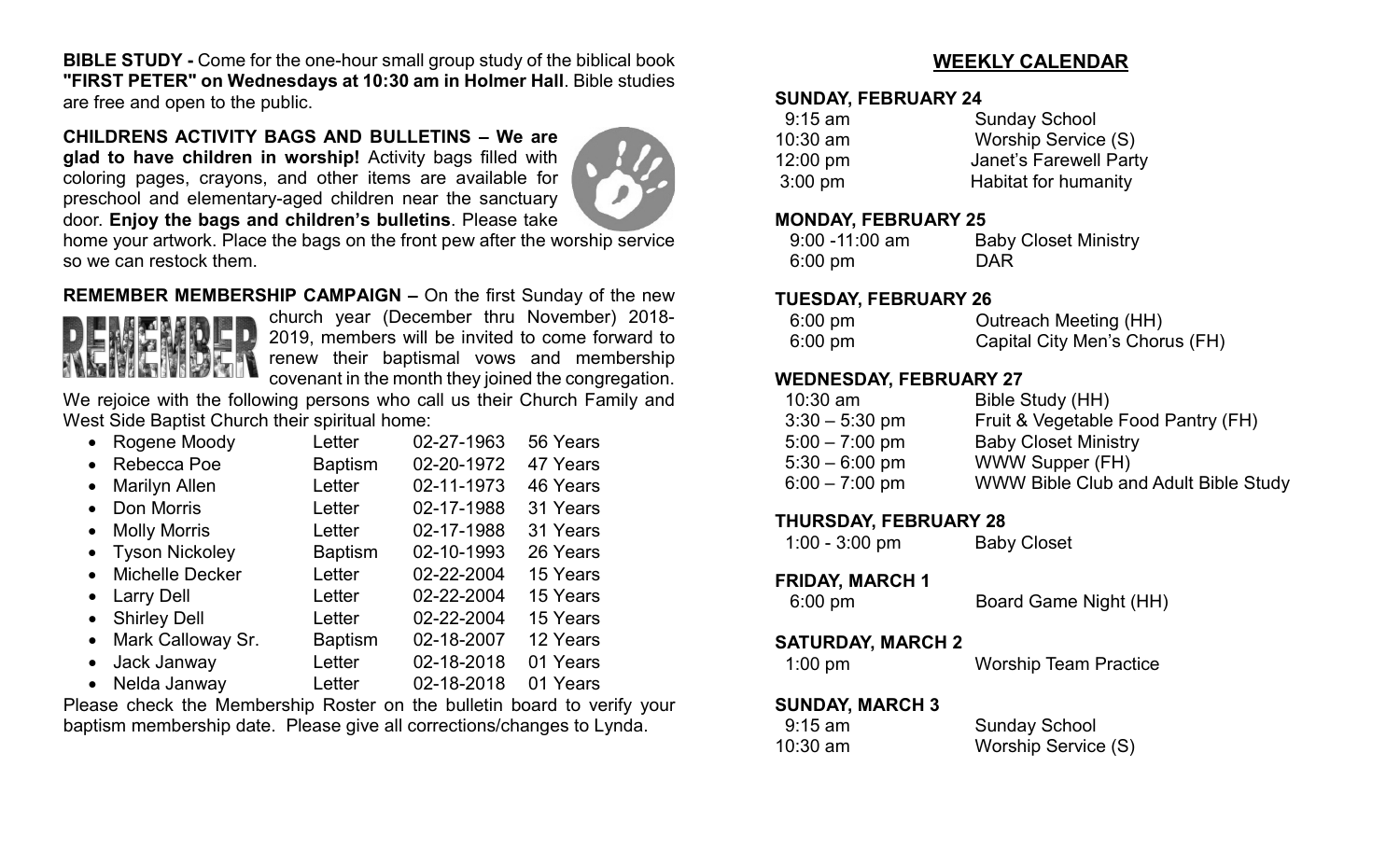**BIBLE STUDY -** Come for the one-hour small group study of the biblical book **"FIRST PETER" on Wednesdays at 10:30 am in Holmer Hall**. Bible studies are free and open to the public.

**CHILDRENS ACTIVITY BAGS AND BULLETINS – We are glad to have children in worship!** Activity bags filled with coloring pages, crayons, and other items are available for preschool and elementary-aged children near the sanctuary door. **Enjoy the bags and children's bulletins**. Please take home your artwork. Place the bags on the front pew after the worship service so we can restock them.

**REMEMBER MEMBERSHIP CAMPAIGN –** On the first Sunday of the new church year (December thru November) 2018-2019, members will be invited to come forward to renew their baptismal vows and membership covenant in the month they joined the congregation.

We rejoice with the following persons who call us their Church Family and West Side Baptist Church their spiritual home:

| Name | Type | Date | Years |
|---|---|---|---|
| Rogene Moody | Letter | 02-27-1963 | 56 Years |
| Rebecca Poe | Baptism | 02-20-1972 | 47 Years |
| Marilyn Allen | Letter | 02-11-1973 | 46 Years |
| Don Morris | Letter | 02-17-1988 | 31 Years |
| Molly Morris | Letter | 02-17-1988 | 31 Years |
| Tyson Nickoley | Baptism | 02-10-1993 | 26 Years |
| Michelle Decker | Letter | 02-22-2004 | 15 Years |
| Larry Dell | Letter | 02-22-2004 | 15 Years |
| Shirley Dell | Letter | 02-22-2004 | 15 Years |
| Mark Calloway Sr. | Baptism | 02-18-2007 | 12 Years |
| Jack Janway | Letter | 02-18-2018 | 01 Years |
| Nelda Janway | Letter | 02-18-2018 | 01 Years |

Please check the Membership Roster on the bulletin board to verify your baptism membership date. Please give all corrections/changes to Lynda.

## WEEKLY CALENDAR

### SUNDAY, FEBRUARY 24

| | |
|---|---|
| 9:15 am | Sunday School |
| 10:30 am | Worship Service (S) |
| 12:00 pm | Janet's Farewell Party |
| 3:00 pm | Habitat for humanity |

### MONDAY, FEBRUARY 25

| | |
|---|---|
| 9:00 -11:00 am | Baby Closet Ministry |
| 6:00 pm | DAR |

### TUESDAY, FEBRUARY 26

| | |
|---|---|
| 6:00 pm | Outreach Meeting (HH) |
| 6:00 pm | Capital City Men's Chorus (FH) |

### WEDNESDAY, FEBRUARY 27

| | |
|---|---|
| 10:30 am | Bible Study (HH) |
| 3:30 – 5:30 pm | Fruit & Vegetable Food Pantry (FH) |
| 5:00 – 7:00 pm | Baby Closet Ministry |
| 5:30 – 6:00 pm | WWW Supper (FH) |
| 6:00 – 7:00 pm | WWW Bible Club and Adult Bible Study |

### THURSDAY, FEBRUARY 28

| | |
|---|---|
| 1:00 - 3:00 pm | Baby Closet |

### FRIDAY, MARCH 1

| | |
|---|---|
| 6:00 pm | Board Game Night (HH) |

### SATURDAY, MARCH 2

| | |
|---|---|
| 1:00 pm | Worship Team Practice |

### SUNDAY, MARCH 3

| | |
|---|---|
| 9:15 am | Sunday School |
| 10:30 am | Worship Service (S) |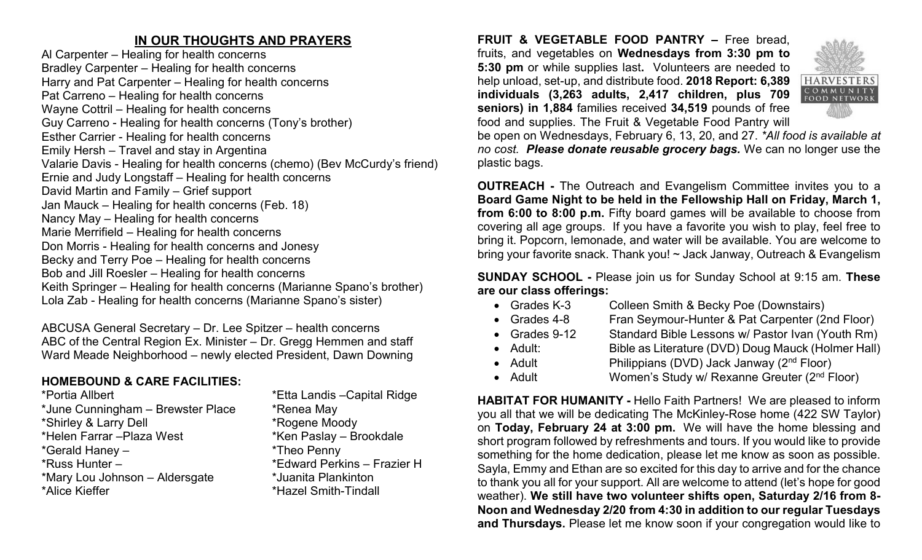## IN OUR THOUGHTS AND PRAYERS

Al Carpenter – Healing for health concerns
Bradley Carpenter – Healing for health concerns
Harry and Pat Carpenter – Healing for health concerns
Pat Carreno – Healing for health concerns
Wayne Cottril – Healing for health concerns
Guy Carreno - Healing for health concerns (Tony's brother)
Esther Carrier - Healing for health concerns
Emily Hersh – Travel and stay in Argentina
Valarie Davis - Healing for health concerns (chemo) (Bev McCurdy's friend)
Ernie and Judy Longstaff – Healing for health concerns
David Martin and Family – Grief support
Jan Mauck – Healing for health concerns (Feb. 18)
Nancy May – Healing for health concerns
Marie Merrifield – Healing for health concerns
Don Morris - Healing for health concerns and Jonesy
Becky and Terry Poe – Healing for health concerns
Bob and Jill Roesler – Healing for health concerns
Keith Springer – Healing for health concerns (Marianne Spano's brother)
Lola Zab - Healing for health concerns (Marianne Spano's sister)

ABCUSA General Secretary – Dr. Lee Spitzer – health concerns
ABC of the Central Region Ex. Minister – Dr. Gregg Hemmen and staff
Ward Meade Neighborhood – newly elected President, Dawn Downing

### HOMEBOUND & CARE FACILITIES:

*Portia Allbert
*June Cunningham – Brewster Place
*Shirley & Larry Dell
*Helen Farrar –Plaza West
*Gerald Haney –
*Russ Hunter –
*Mary Lou Johnson – Aldersgate
*Alice Kieffer
*Etta Landis –Capital Ridge
*Renea May
*Rogene Moody
*Ken Paslay – Brookdale
*Theo Penny
*Edward Perkins – Frazier H
*Juanita Plankinton
*Hazel Smith-Tindall

**FRUIT & VEGETABLE FOOD PANTRY –** Free bread, fruits, and vegetables on **Wednesdays from 3:30 pm to 5:30 pm** or while supplies last**.** Volunteers are needed to help unload, set-up, and distribute food. **2018 Report: 6,389 individuals (3,263 adults, 2,417 children, plus 709 seniors) in 1,884** families received **34,519** pounds of free food and supplies. The Fruit & Vegetable Food Pantry will be open on Wednesdays, February 6, 13, 20, and 27. *\*All food is available at no cost.* ***Please donate reusable grocery bags.*** We can no longer use the plastic bags.

**OUTREACH -** The Outreach and Evangelism Committee invites you to a **Board Game Night to be held in the Fellowship Hall on Friday, March 1, from 6:00 to 8:00 p.m.** Fifty board games will be available to choose from covering all age groups. If you have a favorite you wish to play, feel free to bring it. Popcorn, lemonade, and water will be available. You are welcome to bring your favorite snack. Thank you! ~ Jack Janway, Outreach & Evangelism

**SUNDAY SCHOOL -** Please join us for Sunday School at 9:15 am. **These are our class offerings:**

- Grades K-3 — Colleen Smith & Becky Poe (Downstairs)
- Grades 4-8 — Fran Seymour-Hunter & Pat Carpenter (2nd Floor)
- Grades 9-12 — Standard Bible Lessons w/ Pastor Ivan (Youth Rm)
- Adult: — Bible as Literature (DVD) Doug Mauck (Holmer Hall)
- Adult — Philippians (DVD) Jack Janway (2nd Floor)
- Adult — Women's Study w/ Rexanne Greuter (2nd Floor)

**HABITAT FOR HUMANITY -** Hello Faith Partners! We are pleased to inform you all that we will be dedicating The McKinley-Rose home (422 SW Taylor) on **Today, February 24 at 3:00 pm.** We will have the home blessing and short program followed by refreshments and tours. If you would like to provide something for the home dedication, please let me know as soon as possible. Sayla, Emmy and Ethan are so excited for this day to arrive and for the chance to thank you all for your support. All are welcome to attend (let's hope for good weather). **We still have two volunteer shifts open, Saturday 2/16 from 8-Noon and Wednesday 2/20 from 4:30 in addition to our regular Tuesdays and Thursdays.** Please let me know soon if your congregation would like to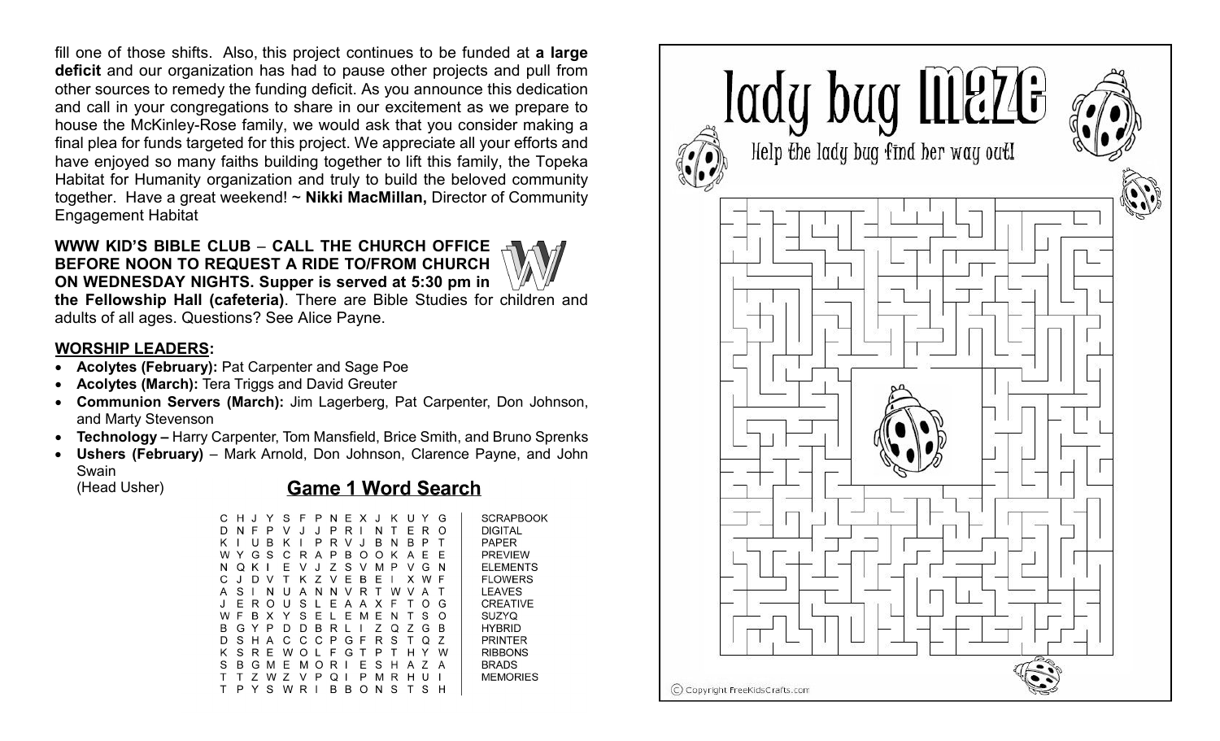fill one of those shifts. Also, this project continues to be funded at **a large deficit** and our organization has had to pause other projects and pull from other sources to remedy the funding deficit. As you announce this dedication and call in your congregations to share in our excitement as we prepare to house the McKinley-Rose family, we would ask that you consider making a final plea for funds targeted for this project. We appreciate all your efforts and have enjoyed so many faiths building together to lift this family, the Topeka Habitat for Humanity organization and truly to build the beloved community together. Have a great weekend! ~ **Nikki MacMillan,** Director of Community Engagement Habitat

**WWW KID'S BIBLE CLUB – CALL THE CHURCH OFFICE BEFORE NOON TO REQUEST A RIDE TO/FROM CHURCH ON WEDNESDAY NIGHTS. Supper is served at 5:30 pm in the Fellowship Hall (cafeteria)**. There are Bible Studies for children and adults of all ages. Questions? See Alice Payne.

**WORSHIP LEADERS:**

- **Acolytes (February):** Pat Carpenter and Sage Poe
- **Acolytes (March):** Tera Triggs and David Greuter
- **Communion Servers (March):** Jim Lagerberg, Pat Carpenter, Don Johnson, and Marty Stevenson
- **Technology –** Harry Carpenter, Tom Mansfield, Brice Smith, and Bruno Sprenks
- **Ushers (February)** – Mark Arnold, Don Johnson, Clarence Payne, and John Swain (Head Usher)

## Game 1 Word Search

```
C H J Y S F P N E X J K U Y G
D N F P V J J P R I N T E R O
K I U B K I P R V J B N B P T
W Y G S C R A P B O O K A E E
N Q K I E V J Z S V M P V G N
C J D V T K Z V E B E I X W F
A S I N U A N N V R T W V A T
J E R O U S L E A A X F T O G
W F B X Y S E L E M E N T S O
B G Y P D D B R L I Z Q Z G B
D S H A C C C P G F R S T Q Z
K S R E W O L F G T P T H Y W
S B G M E M O R I E S H A Z A
T T Z W Z V P Q I P M R H U I
T P Y S W R I B B O N S T S H
```

SCRAPBOOK
DIGITAL
PAPER
PREVIEW
ELEMENTS
FLOWERS
LEAVES
CREATIVE
SUZYQ
HYBRID
PRINTER
RIBBONS
BRADS
MEMORIES

# lady bug maze

Help the lady bug find her way out!

© Copyright FreeKidsCrafts.com